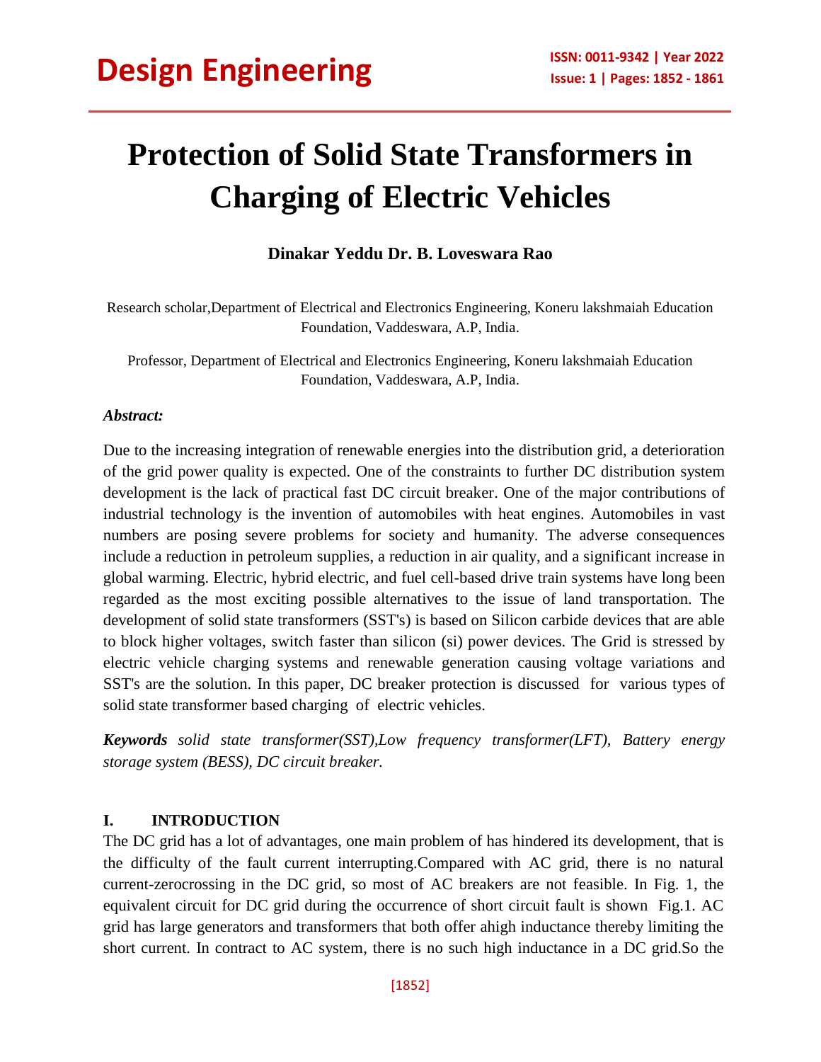# Protection of Solid State Transformers in Charging of Electric Vehicles

**Dinakar Yeddu Dr. B. Loveswara Rao**

Research scholar,Department of Electrical and Electronics Engineering, Koneru lakshmaiah Education Foundation, Vaddeswara, A.P, India.

Professor, Department of Electrical and Electronics Engineering, Koneru lakshmaiah Education Foundation, Vaddeswara, A.P, India.

***Abstract:***

Due to the increasing integration of renewable energies into the distribution grid, a deterioration of the grid power quality is expected. One of the constraints to further DC distribution system development is the lack of practical fast DC circuit breaker. One of the major contributions of industrial technology is the invention of automobiles with heat engines. Automobiles in vast numbers are posing severe problems for society and humanity. The adverse consequences include a reduction in petroleum supplies, a reduction in air quality, and a significant increase in global warming. Electric, hybrid electric, and fuel cell-based drive train systems have long been regarded as the most exciting possible alternatives to the issue of land transportation. The development of solid state transformers (SST's) is based on Silicon carbide devices that are able to block higher voltages, switch faster than silicon (si) power devices. The Grid is stressed by electric vehicle charging systems and renewable generation causing voltage variations and SST's are the solution. In this paper, DC breaker protection is discussed for various types of solid state transformer based charging of electric vehicles.

***Keywords** solid state transformer(SST),Low frequency transformer(LFT), Battery energy storage system (BESS), DC circuit breaker.*

## I. INTRODUCTION

The DC grid has a lot of advantages, one main problem of has hindered its development, that is the difficulty of the fault current interrupting.Compared with AC grid, there is no natural current-zerocrossing in the DC grid, so most of AC breakers are not feasible. In Fig. 1, the equivalent circuit for DC grid during the occurrence of short circuit fault is shown Fig.1. AC grid has large generators and transformers that both offer ahigh inductance thereby limiting the short current. In contract to AC system, there is no such high inductance in a DC grid.So the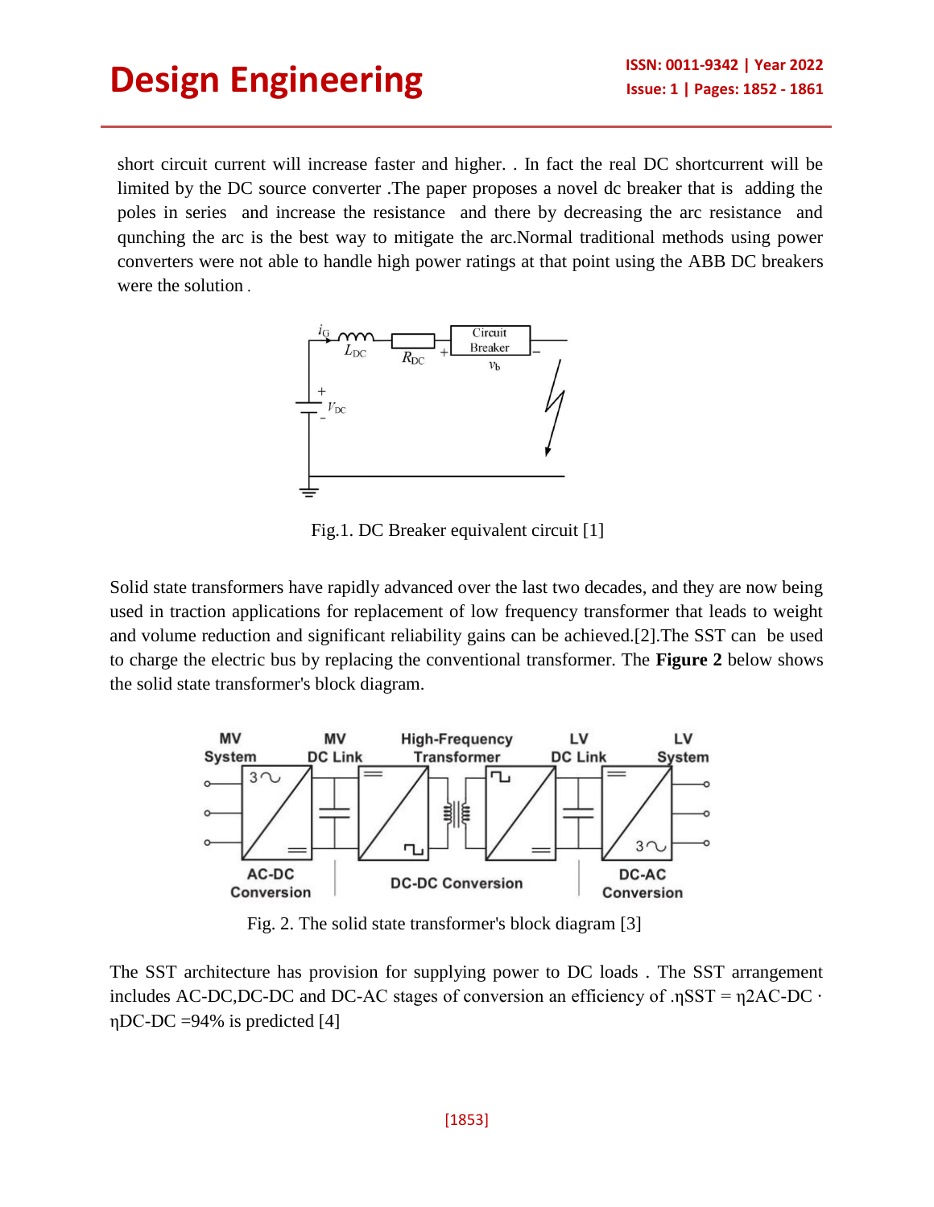short circuit current will increase faster and higher. . In fact the real DC shortcurrent will be limited by the DC source converter .The paper proposes a novel dc breaker that is adding the poles in series and increase the resistance and there by decreasing the arc resistance and qunching the arc is the best way to mitigate the arc.Normal traditional methods using power converters were not able to handle high power ratings at that point using the ABB DC breakers were the solution .

Fig.1. DC Breaker equivalent circuit [1]

Solid state transformers have rapidly advanced over the last two decades, and they are now being used in traction applications for replacement of low frequency transformer that leads to weight and volume reduction and significant reliability gains can be achieved.[2].The SST can be used to charge the electric bus by replacing the conventional transformer. The **Figure 2** below shows the solid state transformer's block diagram.

Fig. 2. The solid state transformer's block diagram [3]

The SST architecture has provision for supplying power to DC loads . The SST arrangement includes AC-DC,DC-DC and DC-AC stages of conversion an efficiency of .$\eta SST = \eta 2AC\text{-}DC \cdot \eta DC\text{-}DC = 94\%$ is predicted [4]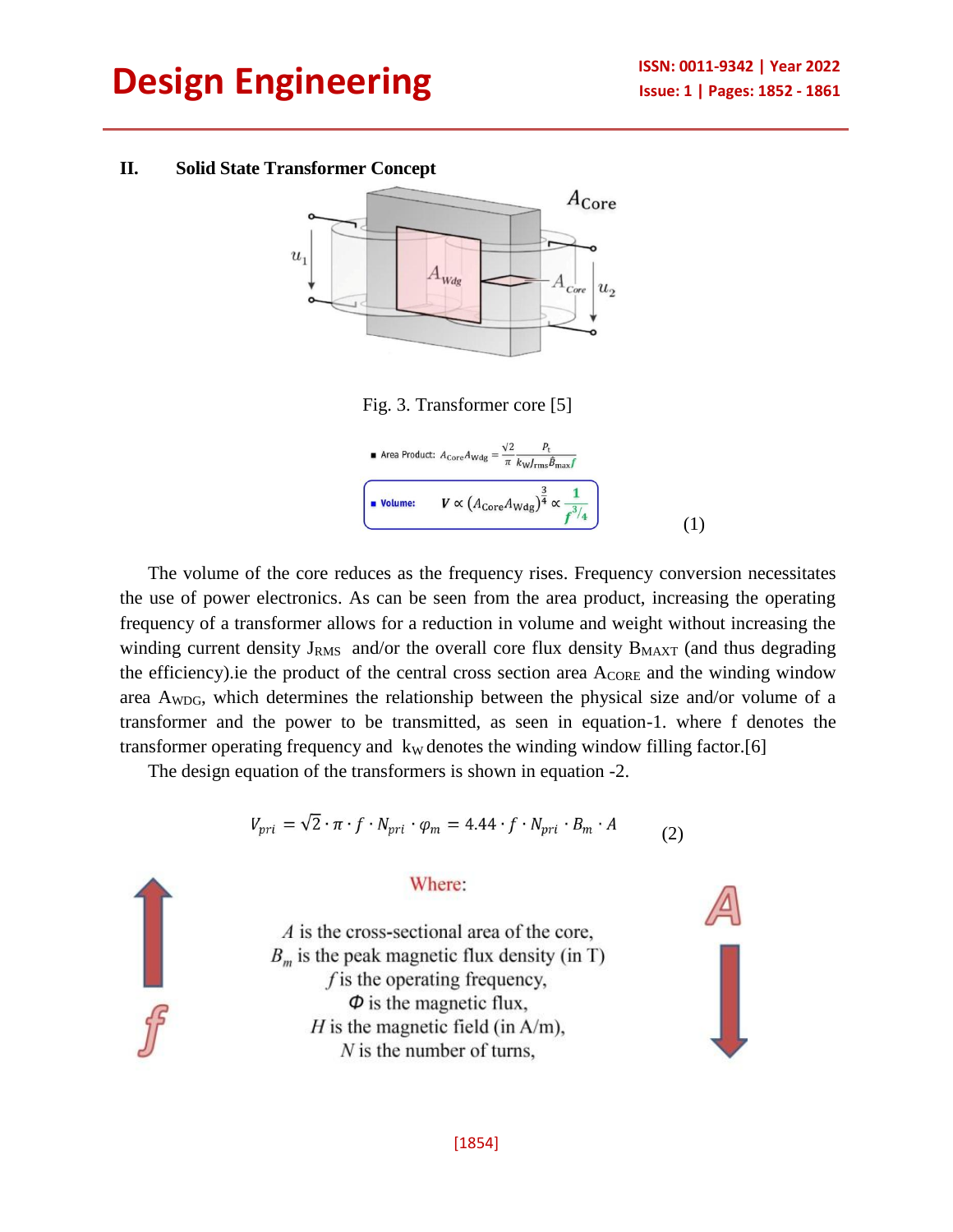## II. Solid State Transformer Concept

Fig. 3. Transformer core [5]

$$\text{Area Product: } A_{\text{Core}}A_{\text{Wdg}} = \frac{\sqrt{2}}{\pi}\frac{P_t}{k_W J_{\text{rms}} \hat{B}_{\max} f}$$

$$\text{Volume: } V \propto (A_{\text{Core}}A_{\text{Wdg}})^{\frac{3}{4}} \propto \frac{1}{f^{3/4}} \tag{1}$$

The volume of the core reduces as the frequency rises. Frequency conversion necessitates the use of power electronics. As can be seen from the area product, increasing the operating frequency of a transformer allows for a reduction in volume and weight without increasing the winding current density $J_{RMS}$ and/or the overall core flux density $B_{MAXT}$ (and thus degrading the efficiency).ie the product of the central cross section area $A_{CORE}$ and the winding window area $A_{WDG}$, which determines the relationship between the physical size and/or volume of a transformer and the power to be transmitted, as seen in equation-1. where f denotes the transformer operating frequency and $k_W$ denotes the winding window filling factor.[6]

The design equation of the transformers is shown in equation -2.

$$V_{pri} = \sqrt{2} \cdot \pi \cdot f \cdot N_{pri} \cdot \varphi_m = 4.44 \cdot f \cdot N_{pri} \cdot B_m \cdot A \tag{2}$$

Where:

$A$ is the cross-sectional area of the core,
$B_m$ is the peak magnetic flux density (in T)
$f$ is the operating frequency,
$\Phi$ is the magnetic flux,
$H$ is the magnetic field (in A/m),
$N$ is the number of turns,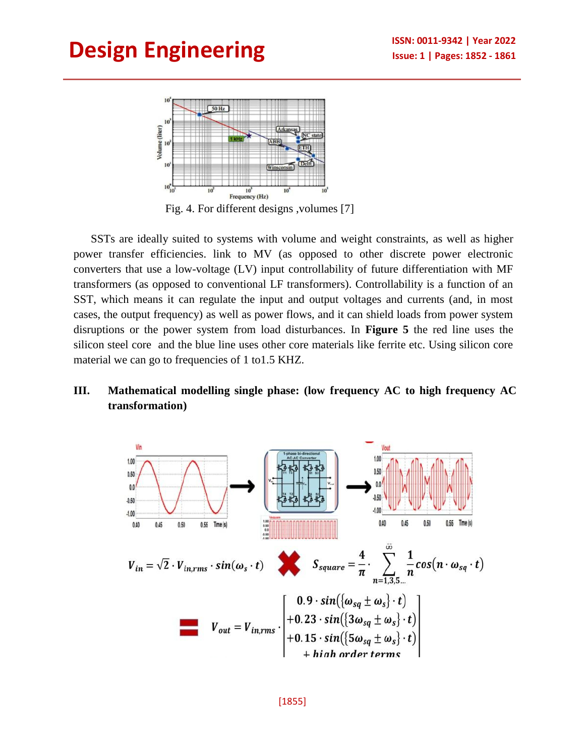Fig. 4. For different designs ,volumes [7]

SSTs are ideally suited to systems with volume and weight constraints, as well as higher power transfer efficiencies. link to MV (as opposed to other discrete power electronic converters that use a low-voltage (LV) input controllability of future differentiation with MF transformers (as opposed to conventional LF transformers). Controllability is a function of an SST, which means it can regulate the input and output voltages and currents (and, in most cases, the output frequency) as well as power flows, and it can shield loads from power system disruptions or the power system from load disturbances. In **Figure 5** the red line uses the silicon steel core and the blue line uses other core materials like ferrite etc. Using silicon core material we can go to frequencies of 1 to1.5 KHZ.

## III. Mathematical modelling single phase: (low frequency AC to high frequency AC transformation)

$$V_{in} = \sqrt{2} \cdot V_{in,rms} \cdot sin(\omega_s \cdot t) \times S_{square} = \frac{4}{\pi} \cdot \sum_{n=1,3,5...}^{\infty} \frac{1}{n} cos(n \cdot \omega_{sq} \cdot t)$$

$$= V_{out} = V_{in,rms} \cdot \begin{bmatrix} 0.9 \cdot sin(\{\omega_{sq} \pm \omega_s\} \cdot t) \\ +0.23 \cdot sin(\{3\omega_{sq} \pm \omega_s\} \cdot t) \\ +0.15 \cdot sin(\{5\omega_{sq} \pm \omega_s\} \cdot t) \\ + high\ order\ terms \end{bmatrix}$$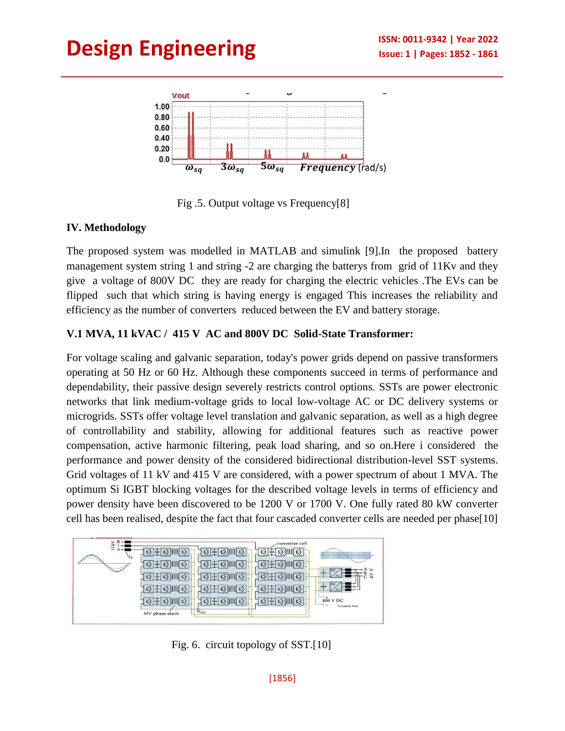Fig .5. Output voltage vs Frequency[8]

### IV. Methodology

The proposed system was modelled in MATLAB and simulink [9].In the proposed battery management system string 1 and string -2 are charging the batterys from grid of 11Kv and they give a voltage of 800V DC they are ready for charging the electric vehicles .The EVs can be flipped such that which string is having energy is engaged This increases the reliability and efficiency as the number of converters reduced between the EV and battery storage.

### V.1 MVA, 11 kVAC / 415 V AC and 800V DC Solid-State Transformer:

For voltage scaling and galvanic separation, today's power grids depend on passive transformers operating at 50 Hz or 60 Hz. Although these components succeed in terms of performance and dependability, their passive design severely restricts control options. SSTs are power electronic networks that link medium-voltage grids to local low-voltage AC or DC delivery systems or microgrids. SSTs offer voltage level translation and galvanic separation, as well as a high degree of controllability and stability, allowing for additional features such as reactive power compensation, active harmonic filtering, peak load sharing, and so on.Here i considered the performance and power density of the considered bidirectional distribution-level SST systems. Grid voltages of 11 kV and 415 V are considered, with a power spectrum of about 1 MVA. The optimum Si IGBT blocking voltages for the described voltage levels in terms of efficiency and power density have been discovered to be 1200 V or 1700 V. One fully rated 80 kW converter cell has been realised, despite the fact that four cascaded converter cells are needed per phase[10]

Fig. 6. circuit topology of SST.[10]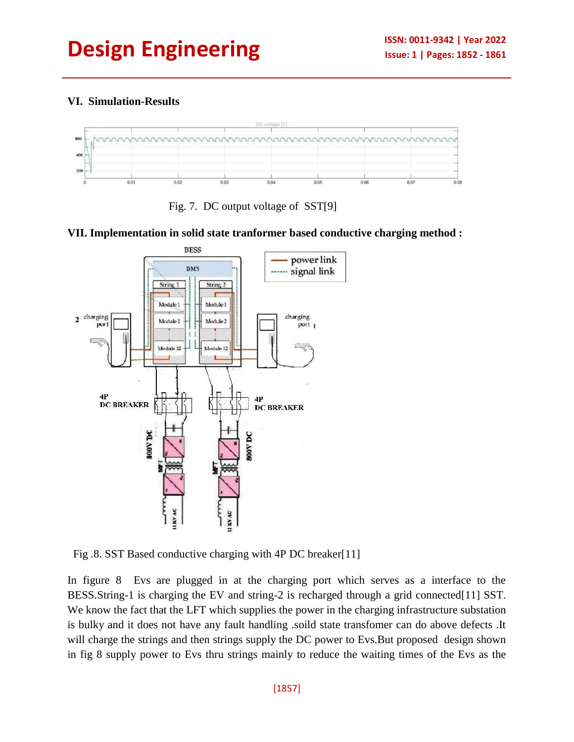## VI. Simulation-Results

Fig. 7. DC output voltage of SST[9]

## VII. Implementation in solid state tranformer based conductive charging method :

Fig .8. SST Based conductive charging with 4P DC breaker[11]

In figure 8 Evs are plugged in at the charging port which serves as a interface to the BESS.String-1 is charging the EV and string-2 is recharged through a grid connected[11] SST. We know the fact that the LFT which supplies the power in the charging infrastructure substation is bulky and it does not have any fault handling .soild state transfomer can do above defects .It will charge the strings and then strings supply the DC power to Evs.But proposed design shown in fig 8 supply power to Evs thru strings mainly to reduce the waiting times of the Evs as the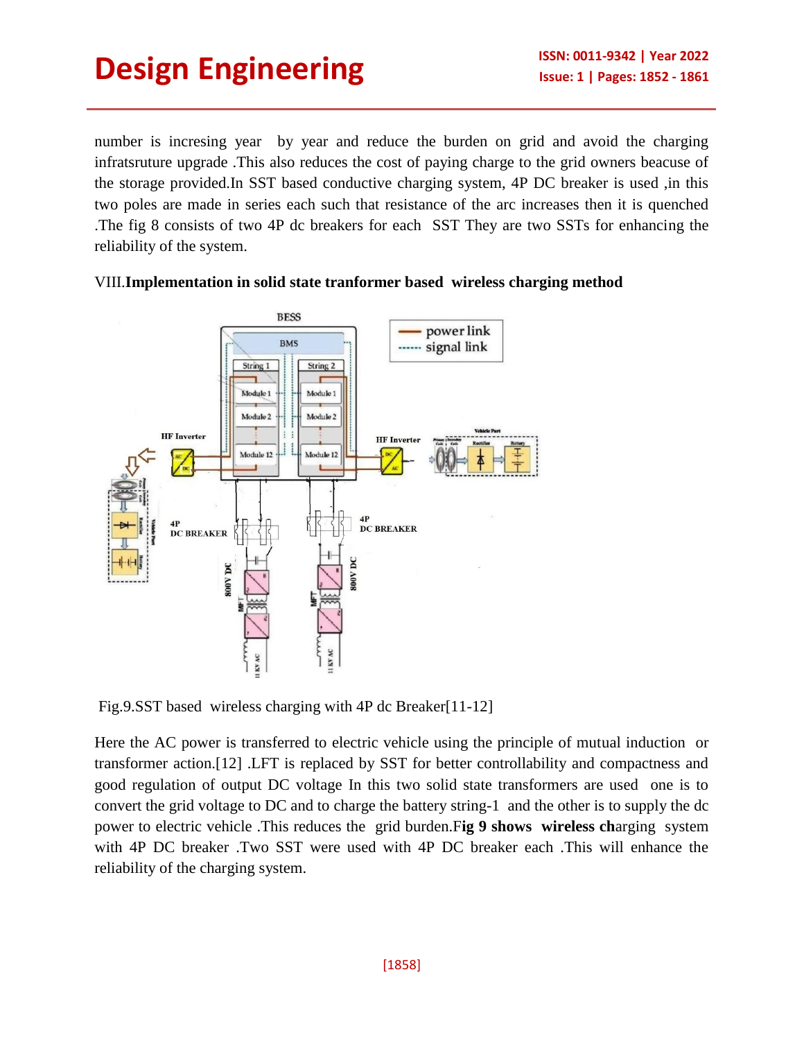number is incresing year by year and reduce the burden on grid and avoid the charging infratsruture upgrade .This also reduces the cost of paying charge to the grid owners beacuse of the storage provided.In SST based conductive charging system, 4P DC breaker is used ,in this two poles are made in series each such that resistance of the arc increases then it is quenched .The fig 8 consists of two 4P dc breakers for each SST They are two SSTs for enhancing the reliability of the system.

## VIII.**Implementation in solid state tranformer based wireless charging method**

Fig.9.SST based wireless charging with 4P dc Breaker[11-12]

Here the AC power is transferred to electric vehicle using the principle of mutual induction or transformer action.[12] .LFT is replaced by SST for better controllability and compactness and good regulation of output DC voltage In this two solid state transformers are used one is to convert the grid voltage to DC and to charge the battery string-1 and the other is to supply the dc power to electric vehicle .This reduces the grid burden.F**ig 9 shows wireless ch**arging system with 4P DC breaker .Two SST were used with 4P DC breaker each .This will enhance the reliability of the charging system.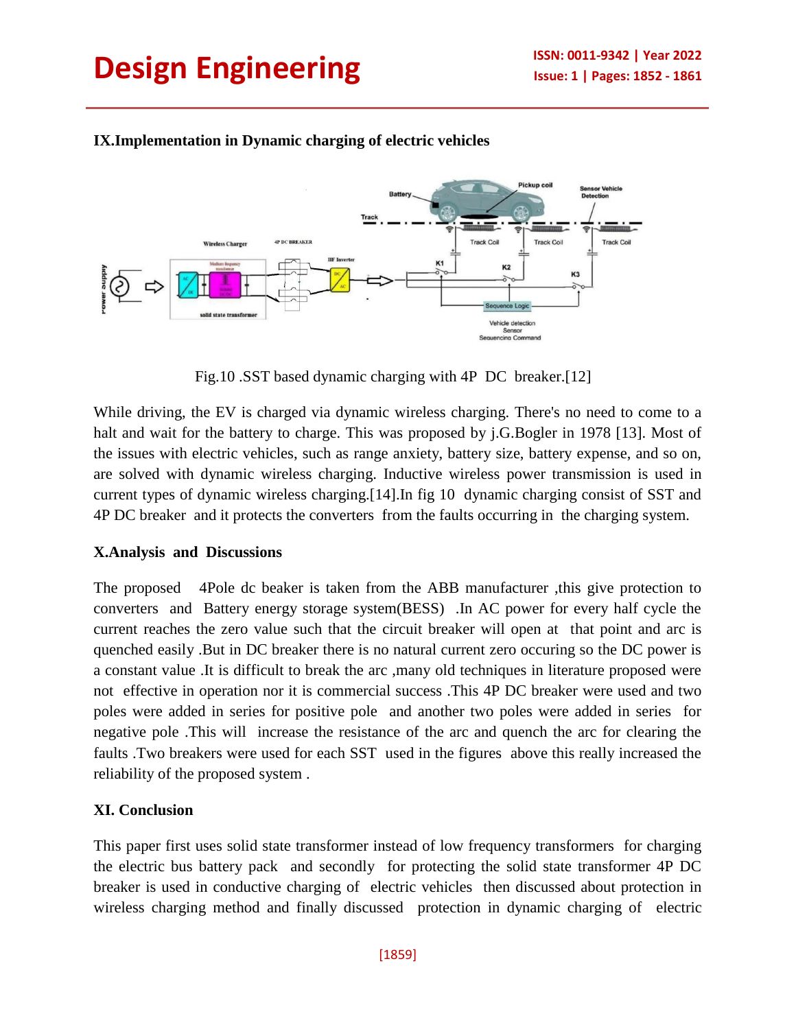## IX.Implementation in Dynamic charging of electric vehicles

Fig.10 .SST based dynamic charging with 4P DC breaker.[12]

While driving, the EV is charged via dynamic wireless charging. There's no need to come to a halt and wait for the battery to charge. This was proposed by j.G.Bogler in 1978 [13]. Most of the issues with electric vehicles, such as range anxiety, battery size, battery expense, and so on, are solved with dynamic wireless charging. Inductive wireless power transmission is used in current types of dynamic wireless charging.[14].In fig 10 dynamic charging consist of SST and 4P DC breaker and it protects the converters from the faults occurring in the charging system.

## X.Analysis and Discussions

The proposed 4Pole dc beaker is taken from the ABB manufacturer ,this give protection to converters and Battery energy storage system(BESS) .In AC power for every half cycle the current reaches the zero value such that the circuit breaker will open at that point and arc is quenched easily .But in DC breaker there is no natural current zero occuring so the DC power is a constant value .It is difficult to break the arc ,many old techniques in literature proposed were not effective in operation nor it is commercial success .This 4P DC breaker were used and two poles were added in series for positive pole and another two poles were added in series for negative pole .This will increase the resistance of the arc and quench the arc for clearing the faults .Two breakers were used for each SST used in the figures above this really increased the reliability of the proposed system .

## XI. Conclusion

This paper first uses solid state transformer instead of low frequency transformers for charging the electric bus battery pack and secondly for protecting the solid state transformer 4P DC breaker is used in conductive charging of electric vehicles then discussed about protection in wireless charging method and finally discussed protection in dynamic charging of electric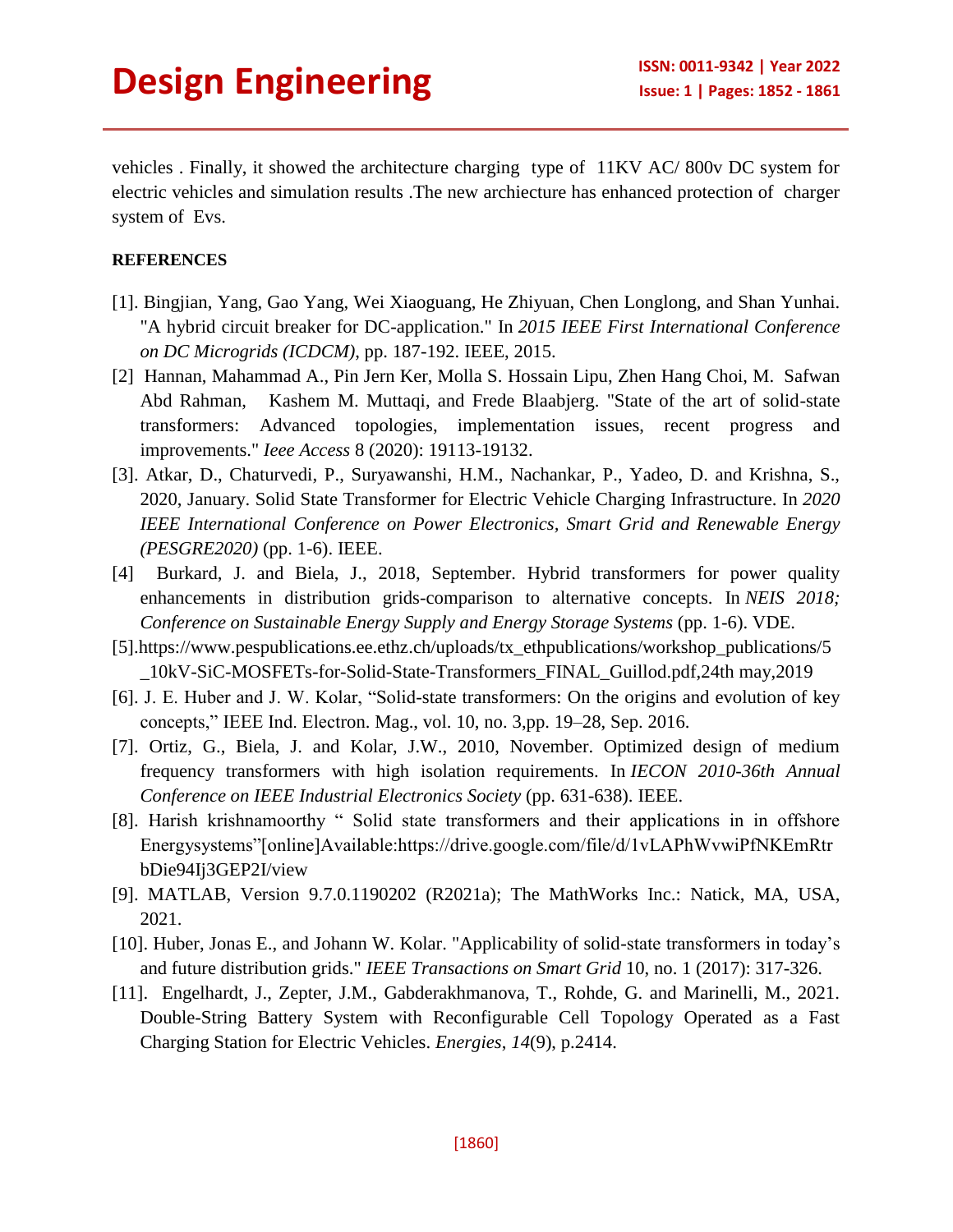vehicles . Finally, it showed the architecture charging type of 11KV AC/ 800v DC system for electric vehicles and simulation results .The new archiecture has enhanced protection of charger system of Evs.

**REFERENCES**

[1]. Bingjian, Yang, Gao Yang, Wei Xiaoguang, He Zhiyuan, Chen Longlong, and Shan Yunhai. "A hybrid circuit breaker for DC-application." In *2015 IEEE First International Conference on DC Microgrids (ICDCM)*, pp. 187-192. IEEE, 2015.

[2] Hannan, Mahammad A., Pin Jern Ker, Molla S. Hossain Lipu, Zhen Hang Choi, M. Safwan Abd Rahman, Kashem M. Muttaqi, and Frede Blaabjerg. "State of the art of solid-state transformers: Advanced topologies, implementation issues, recent progress and improvements." *Ieee Access* 8 (2020): 19113-19132.

[3]. Atkar, D., Chaturvedi, P., Suryawanshi, H.M., Nachankar, P., Yadeo, D. and Krishna, S., 2020, January. Solid State Transformer for Electric Vehicle Charging Infrastructure. In *2020 IEEE International Conference on Power Electronics, Smart Grid and Renewable Energy (PESGRE2020)* (pp. 1-6). IEEE.

[4] Burkard, J. and Biela, J., 2018, September. Hybrid transformers for power quality enhancements in distribution grids-comparison to alternative concepts. In *NEIS 2018; Conference on Sustainable Energy Supply and Energy Storage Systems* (pp. 1-6). VDE.

[5].https://www.pespublications.ee.ethz.ch/uploads/tx_ethpublications/workshop_publications/5_10kV-SiC-MOSFETs-for-Solid-State-Transformers_FINAL_Guillod.pdf,24th may,2019

[6]. J. E. Huber and J. W. Kolar, "Solid-state transformers: On the origins and evolution of key concepts," IEEE Ind. Electron. Mag., vol. 10, no. 3,pp. 19–28, Sep. 2016.

[7]. Ortiz, G., Biela, J. and Kolar, J.W., 2010, November. Optimized design of medium frequency transformers with high isolation requirements. In *IECON 2010-36th Annual Conference on IEEE Industrial Electronics Society* (pp. 631-638). IEEE.

[8]. Harish krishnamoorthy " Solid state transformers and their applications in in offshore Energysystems"[online]Available:https://drive.google.com/file/d/1vLAPhWvwiPfNKEmRtrbDie94Ij3GEP2I/view

[9]. MATLAB, Version 9.7.0.1190202 (R2021a); The MathWorks Inc.: Natick, MA, USA, 2021.

[10]. Huber, Jonas E., and Johann W. Kolar. "Applicability of solid-state transformers in today's and future distribution grids." *IEEE Transactions on Smart Grid* 10, no. 1 (2017): 317-326.

[11]. Engelhardt, J., Zepter, J.M., Gabderakhmanova, T., Rohde, G. and Marinelli, M., 2021. Double-String Battery System with Reconfigurable Cell Topology Operated as a Fast Charging Station for Electric Vehicles. *Energies*, *14*(9), p.2414.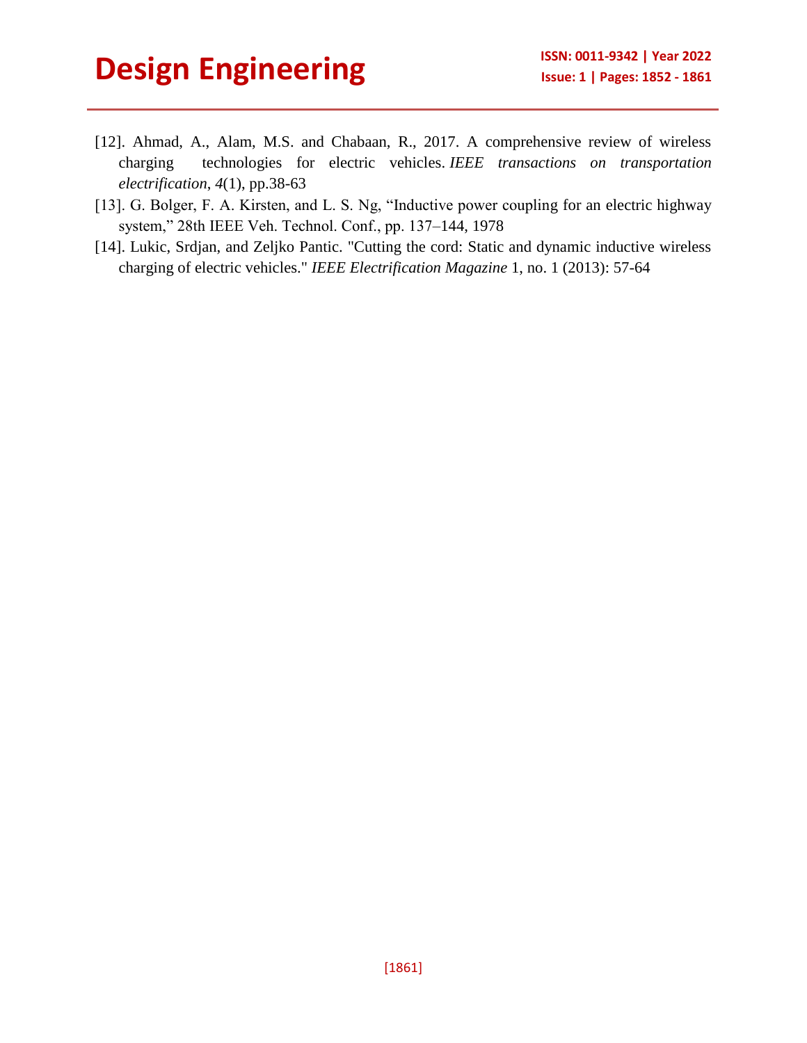[12]. Ahmad, A., Alam, M.S. and Chabaan, R., 2017. A comprehensive review of wireless charging technologies for electric vehicles. *IEEE transactions on transportation electrification*, *4*(1), pp.38-63

[13]. G. Bolger, F. A. Kirsten, and L. S. Ng, "Inductive power coupling for an electric highway system," 28th IEEE Veh. Technol. Conf., pp. 137–144, 1978

[14]. Lukic, Srdjan, and Zeljko Pantic. "Cutting the cord: Static and dynamic inductive wireless charging of electric vehicles." *IEEE Electrification Magazine* 1, no. 1 (2013): 57-64